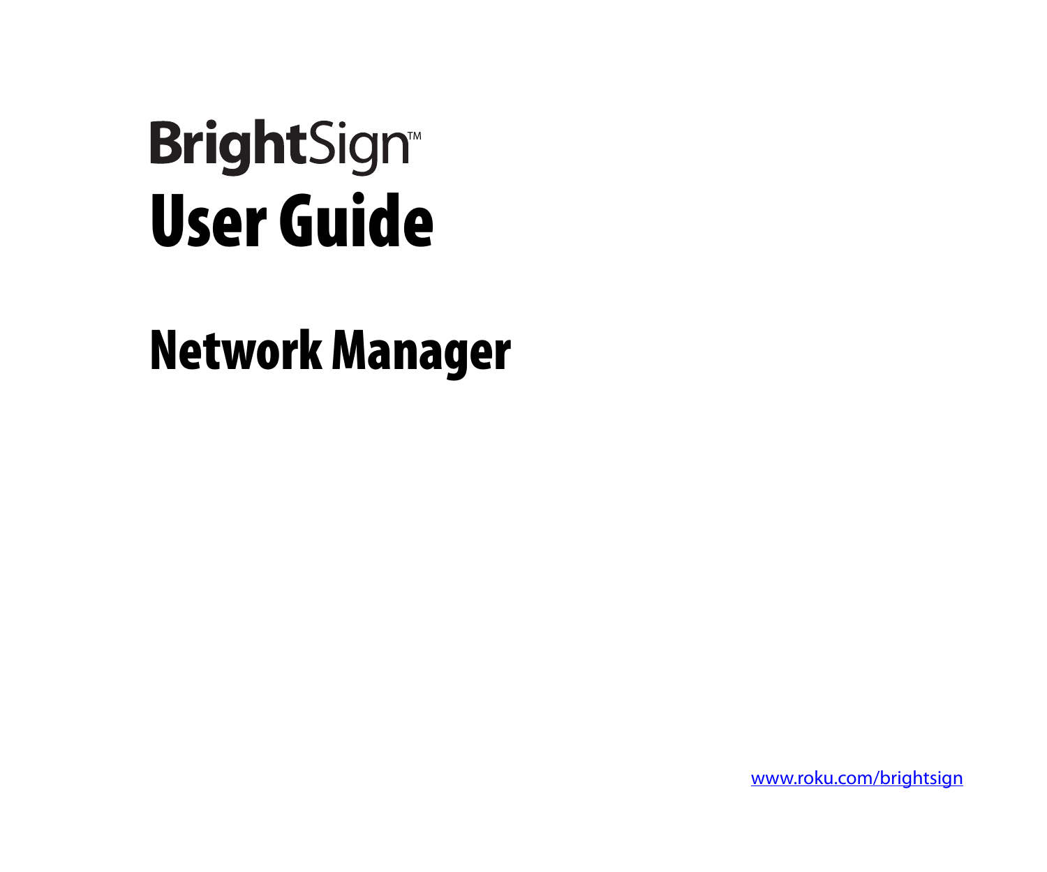BrightSign™

# User Guide

# Network Manager

www.roku.com/brightsign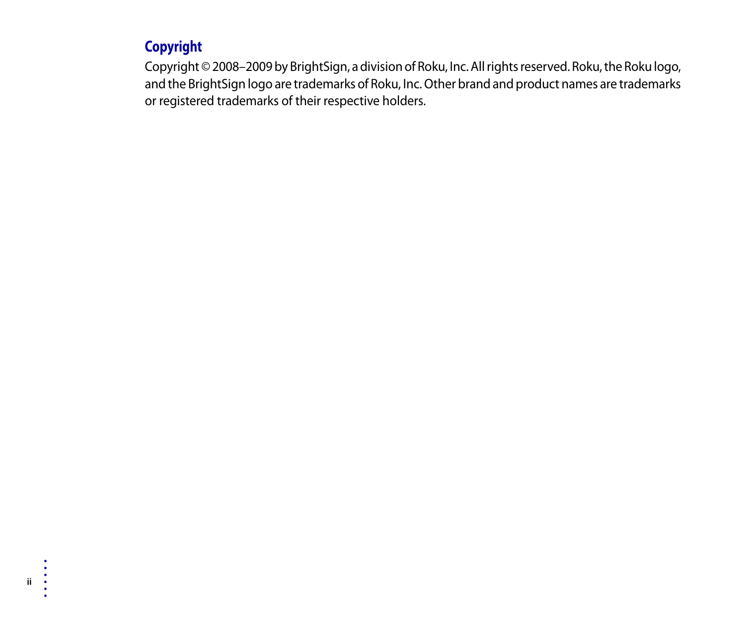## Copyright

Copyright © 2008–2009 by BrightSign, a division of Roku, Inc. All rights reserved. Roku, the Roku logo, and the BrightSign logo are trademarks of Roku, Inc. Other brand and product names are trademarks or registered trademarks of their respective holders.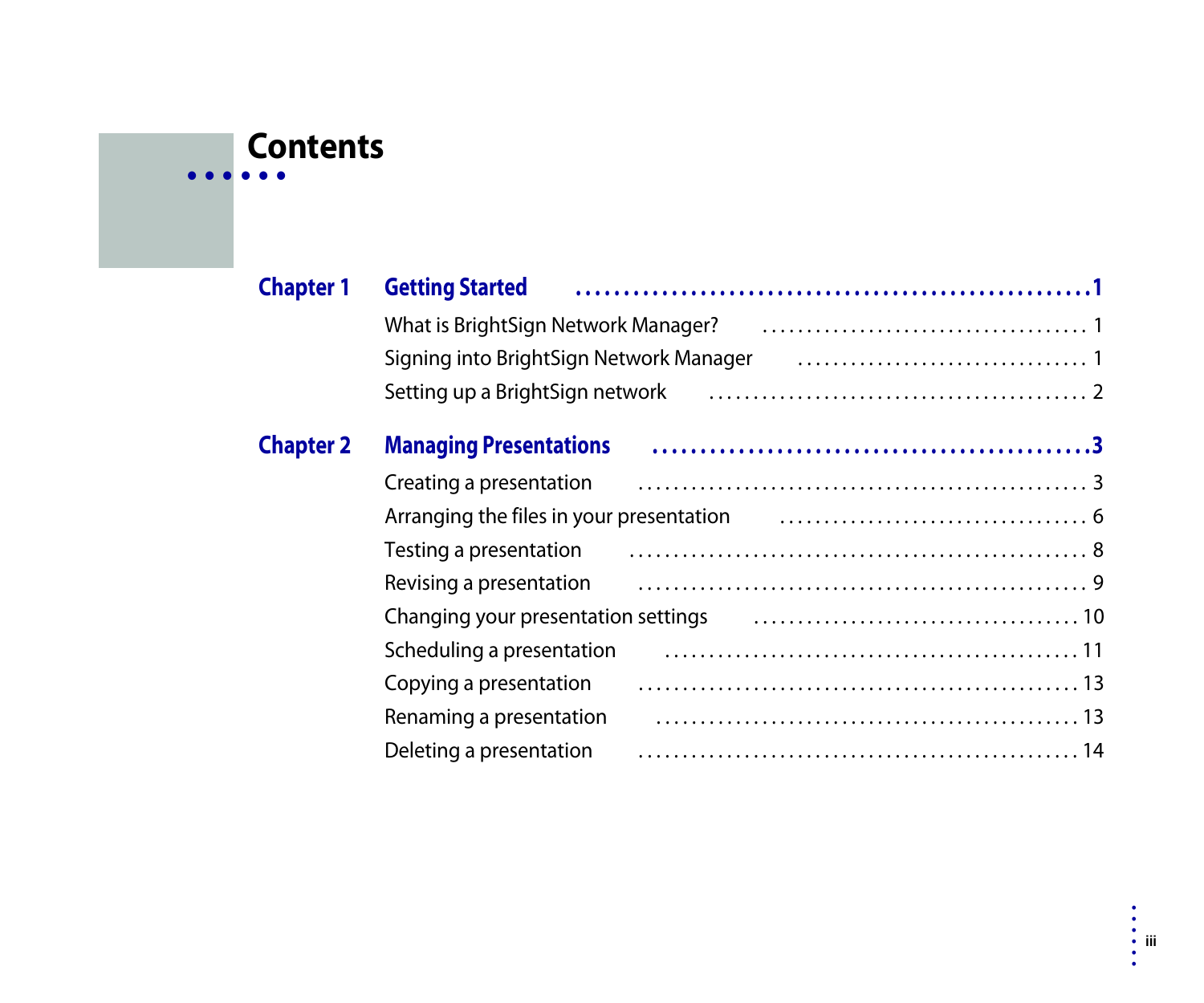# Contents

**Chapter 1 Getting Started** .......... **1**

- What is BrightSign Network Manager? .......... 1
- Signing into BrightSign Network Manager .......... 1
- Setting up a BrightSign network .......... 2

**Chapter 2 Managing Presentations** .......... **3**

- Creating a presentation .......... 3
- Arranging the files in your presentation .......... 6
- Testing a presentation .......... 8
- Revising a presentation .......... 9
- Changing your presentation settings .......... 10
- Scheduling a presentation .......... 11
- Copying a presentation .......... 13
- Renaming a presentation .......... 13
- Deleting a presentation .......... 14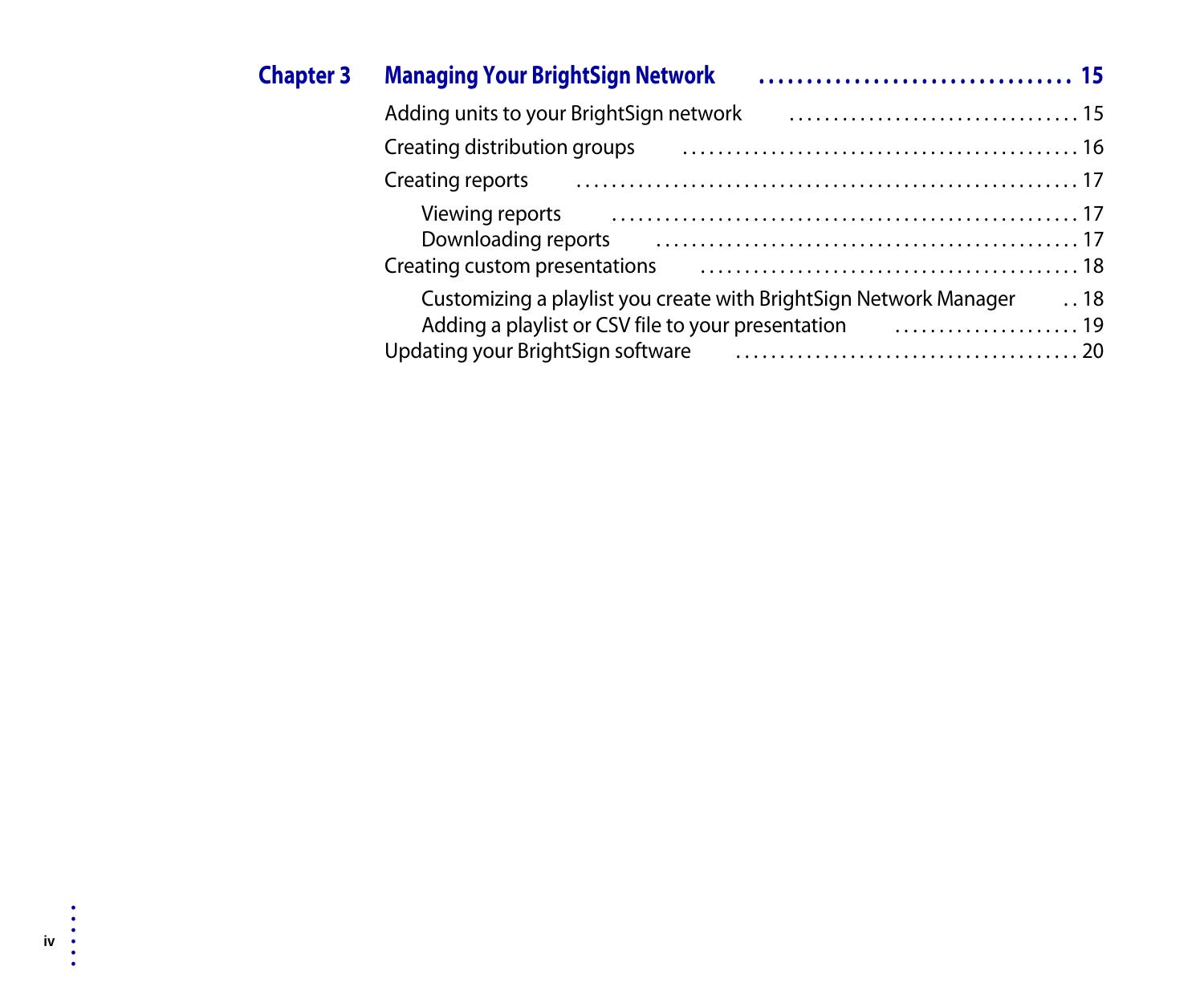**Chapter 3 Managing Your BrightSign Network . . . . . . . . . . . . . . . . . . . . . . . . . . . . . . . . . 15**

Adding units to your BrightSign network . . . . . . . . . . . . . . . . . . . . . . . . . . . . . . . . 15

Creating distribution groups . . . . . . . . . . . . . . . . . . . . . . . . . . . . . . . . . . . . . . . . . . . 16

Creating reports . . . . . . . . . . . . . . . . . . . . . . . . . . . . . . . . . . . . . . . . . . . . . . . . . . . . 17

- Viewing reports . . . . . . . . . . . . . . . . . . . . . . . . . . . . . . . . . . . . . . . . . . . . . . . . . . 17
- Downloading reports . . . . . . . . . . . . . . . . . . . . . . . . . . . . . . . . . . . . . . . . . . . . . . 17

Creating custom presentations . . . . . . . . . . . . . . . . . . . . . . . . . . . . . . . . . . . . . . . . . 18

- Customizing a playlist you create with BrightSign Network Manager . . 18
- Adding a playlist or CSV file to your presentation . . . . . . . . . . . . . . . . . . . . . 19

Updating your BrightSign software . . . . . . . . . . . . . . . . . . . . . . . . . . . . . . . . . . . . . . 20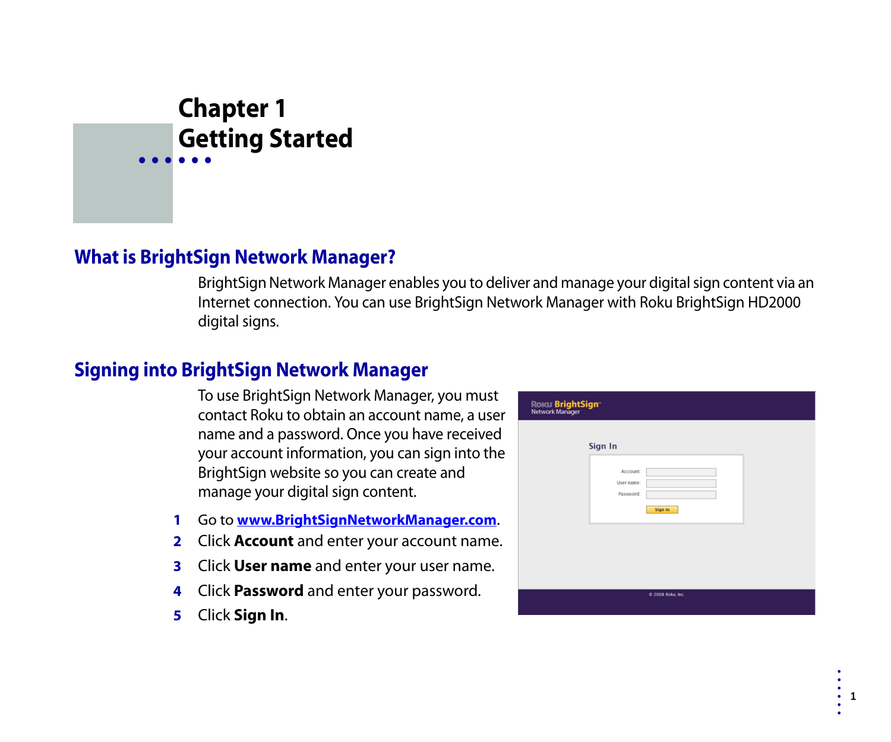# Chapter 1
# Getting Started

## What is BrightSign Network Manager?

BrightSign Network Manager enables you to deliver and manage your digital sign content via an Internet connection. You can use BrightSign Network Manager with Roku BrightSign HD2000 digital signs.

## Signing into BrightSign Network Manager

To use BrightSign Network Manager, you must contact Roku to obtain an account name, a user name and a password. Once you have received your account information, you can sign into the BrightSign website so you can create and manage your digital sign content.

1. Go to [www.BrightSignNetworkManager.com](http://www.BrightSignNetworkManager.com).
2. Click **Account** and enter your account name.
3. Click **User name** and enter your user name.
4. Click **Password** and enter your password.
5. Click **Sign In**.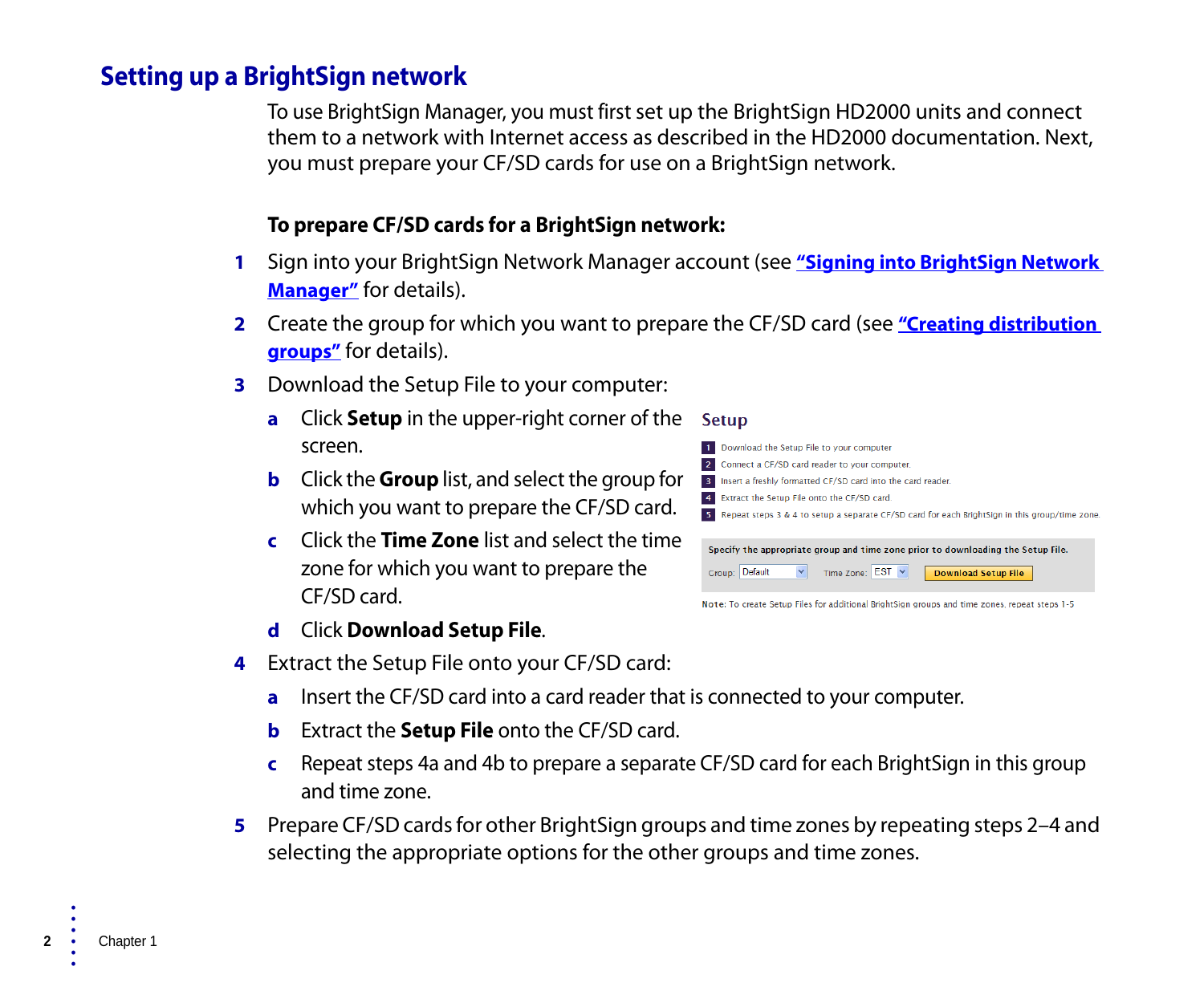## Setting up a BrightSign network

To use BrightSign Manager, you must first set up the BrightSign HD2000 units and connect them to a network with Internet access as described in the HD2000 documentation. Next, you must prepare your CF/SD cards for use on a BrightSign network.

**To prepare CF/SD cards for a BrightSign network:**

1. Sign into your BrightSign Network Manager account (see **"Signing into BrightSign Network Manager"** for details).
2. Create the group for which you want to prepare the CF/SD card (see **"Creating distribution groups"** for details).
3. Download the Setup File to your computer:
   - a. Click **Setup** in the upper-right corner of the screen.
   - b. Click the **Group** list, and select the group for which you want to prepare the CF/SD card.
   - c. Click the **Time Zone** list and select the time zone for which you want to prepare the CF/SD card.
   - d. Click **Download Setup File**.

   **Setup**

   1 Download the Setup File to your computer.
   2 Connect a CF/SD card reader to your computer.
   3 Insert a freshly formatted CF/SD card into the card reader.
   4 Extract the Setup File onto the CF/SD card.
   5 Repeat steps 3 & 4 to setup a separate CF/SD card for each BrightSign in this group/time zone.

   Specify the appropriate group and time zone prior to downloading the Setup File.
   Group: Default   Time Zone: EST   Download Setup File

   Note: To create Setup Files for additional BrightSign groups and time zones, repeat steps 1-5

4. Extract the Setup File onto your CF/SD card:
   - a. Insert the CF/SD card into a card reader that is connected to your computer.
   - b. Extract the **Setup File** onto the CF/SD card.
   - c. Repeat steps 4a and 4b to prepare a separate CF/SD card for each BrightSign in this group and time zone.
5. Prepare CF/SD cards for other BrightSign groups and time zones by repeating steps 2–4 and selecting the appropriate options for the other groups and time zones.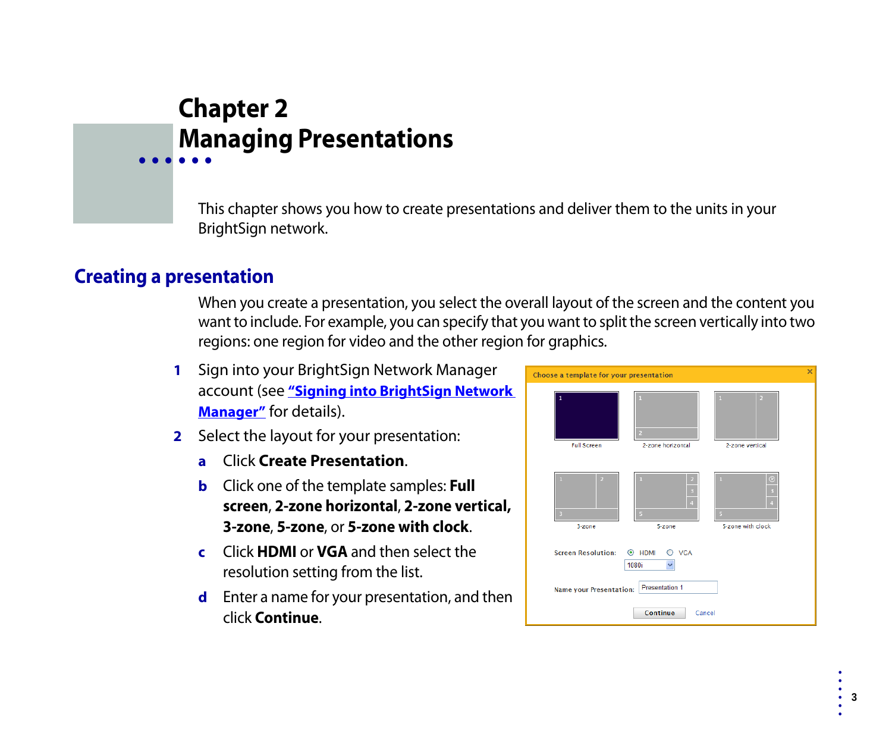# Chapter 2
# Managing Presentations

This chapter shows you how to create presentations and deliver them to the units in your BrightSign network.

## Creating a presentation

When you create a presentation, you select the overall layout of the screen and the content you want to include. For example, you can specify that you want to split the screen vertically into two regions: one region for video and the other region for graphics.

1. Sign into your BrightSign Network Manager account (see "Signing into BrightSign Network Manager" for details).
2. Select the layout for your presentation:
   a. Click **Create Presentation**.
   b. Click one of the template samples: **Full screen**, **2-zone horizontal**, **2-zone vertical,** **3-zone**, **5-zone**, or **5-zone with clock**.
   c. Click **HDMI** or **VGA** and then select the resolution setting from the list.
   d. Enter a name for your presentation, and then click **Continue**.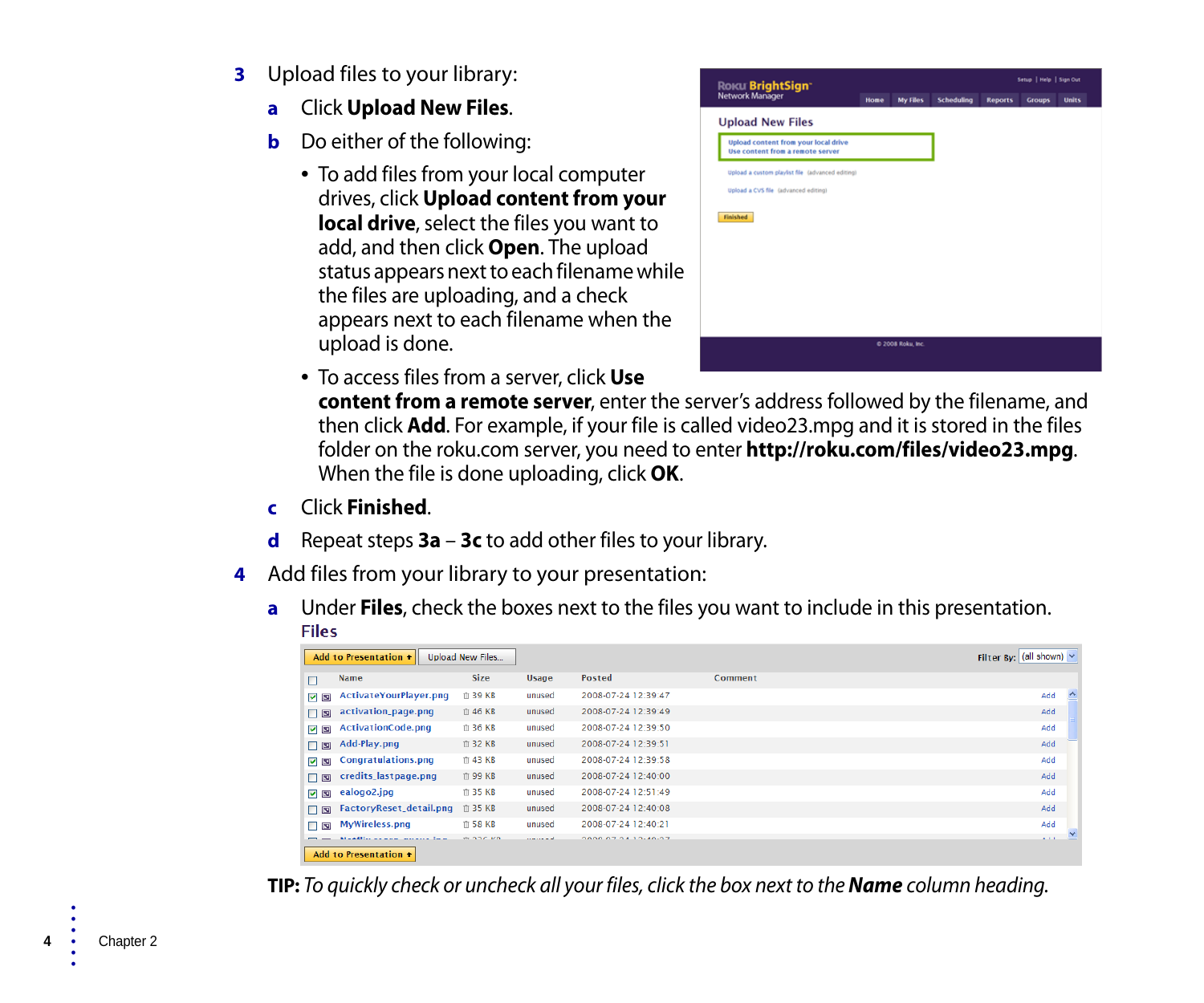3. Upload files to your library:

   a. Click **Upload New Files**.

   b. Do either of the following:

      - To add files from your local computer drives, click **Upload content from your local drive**, select the files you want to add, and then click **Open**. The upload status appears next to each filename while the files are uploading, and a check appears next to each filename when the upload is done.
      - To access files from a server, click **Use content from a remote server**, enter the server's address followed by the filename, and then click **Add**. For example, if your file is called video23.mpg and it is stored in the files folder on the roku.com server, you need to enter **http://roku.com/files/video23.mpg**. When the file is done uploading, click **OK**.

   c. Click **Finished**.

   d. Repeat steps **3a** – **3c** to add other files to your library.

4. Add files from your library to your presentation:

   a. Under **Files**, check the boxes next to the files you want to include in this presentation.

**TIP:** *To quickly check or uncheck all your files, click the box next to the* ***Name*** *column heading.*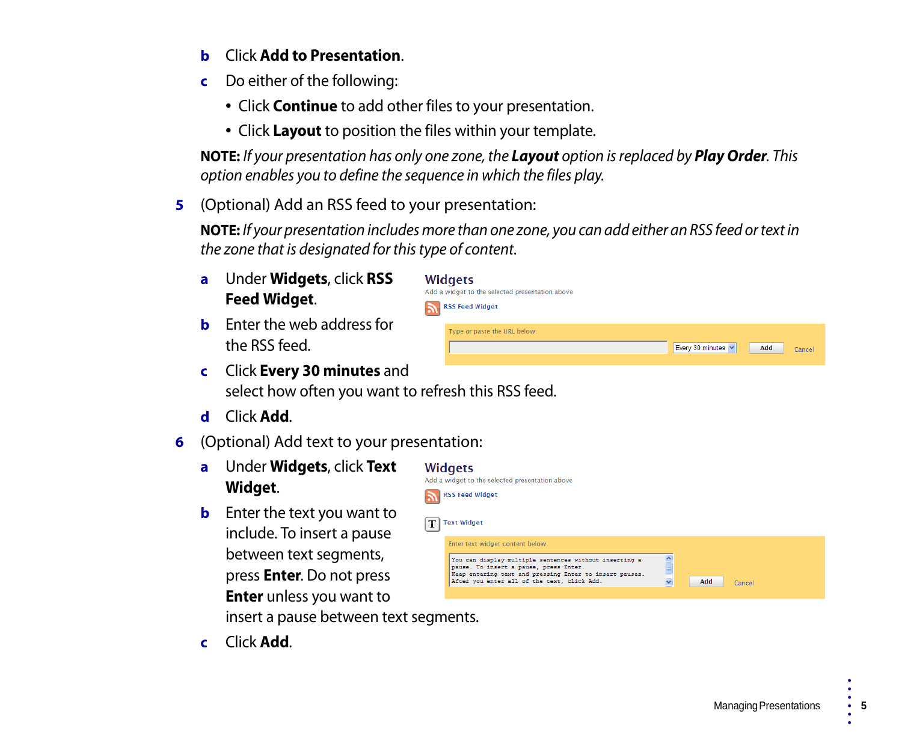b. Click **Add to Presentation**.

c. Do either of the following:

- Click **Continue** to add other files to your presentation.
- Click **Layout** to position the files within your template.

**NOTE:** *If your presentation has only one zone, the* ***Layout*** *option is replaced by* ***Play Order****. This option enables you to define the sequence in which the files play.*

5. (Optional) Add an RSS feed to your presentation:

**NOTE:** *If your presentation includes more than one zone, you can add either an RSS feed or text in the zone that is designated for this type of content.*

a. Under **Widgets**, click **RSS Feed Widget**.

b. Enter the web address for the RSS feed.

c. Click **Every 30 minutes** and select how often you want to refresh this RSS feed.

d. Click **Add**.

6. (Optional) Add text to your presentation:

a. Under **Widgets**, click **Text Widget**.

b. Enter the text you want to include. To insert a pause between text segments, press **Enter**. Do not press **Enter** unless you want to insert a pause between text segments.

c. Click **Add**.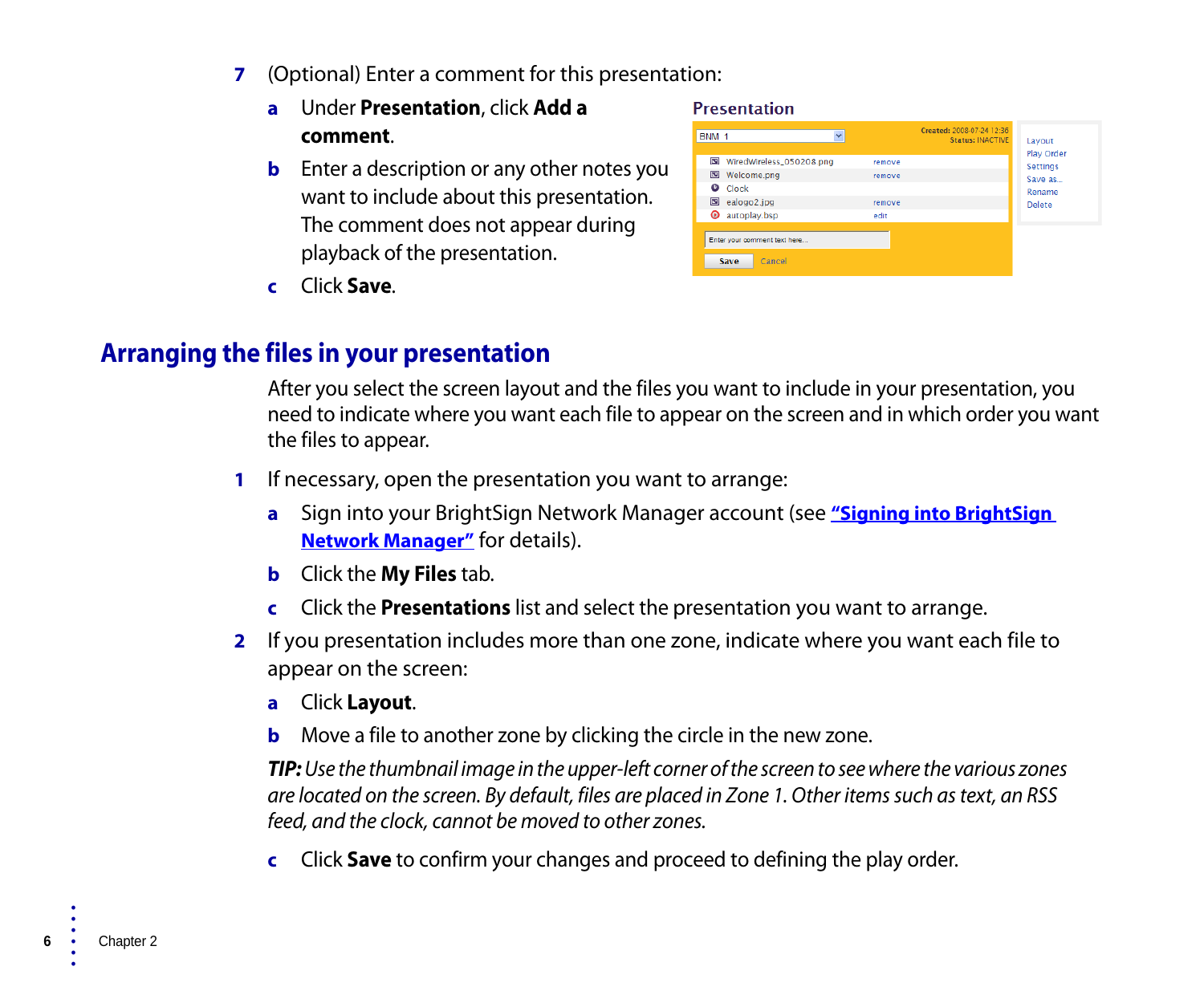7 (Optional) Enter a comment for this presentation:

   a Under **Presentation**, click **Add a comment**.

   b Enter a description or any other notes you want to include about this presentation. The comment does not appear during playback of the presentation.

   c Click **Save**.

## Arranging the files in your presentation

After you select the screen layout and the files you want to include in your presentation, you need to indicate where you want each file to appear on the screen and in which order you want the files to appear.

1 If necessary, open the presentation you want to arrange:

   a Sign into your BrightSign Network Manager account (see **"Signing into BrightSign Network Manager"** for details).

   b Click the **My Files** tab.

   c Click the **Presentations** list and select the presentation you want to arrange.

2 If you presentation includes more than one zone, indicate where you want each file to appear on the screen:

   a Click **Layout**.

   b Move a file to another zone by clicking the circle in the new zone.

*TIP: Use the thumbnail image in the upper-left corner of the screen to see where the various zones are located on the screen. By default, files are placed in Zone 1. Other items such as text, an RSS feed, and the clock, cannot be moved to other zones.*

   c Click **Save** to confirm your changes and proceed to defining the play order.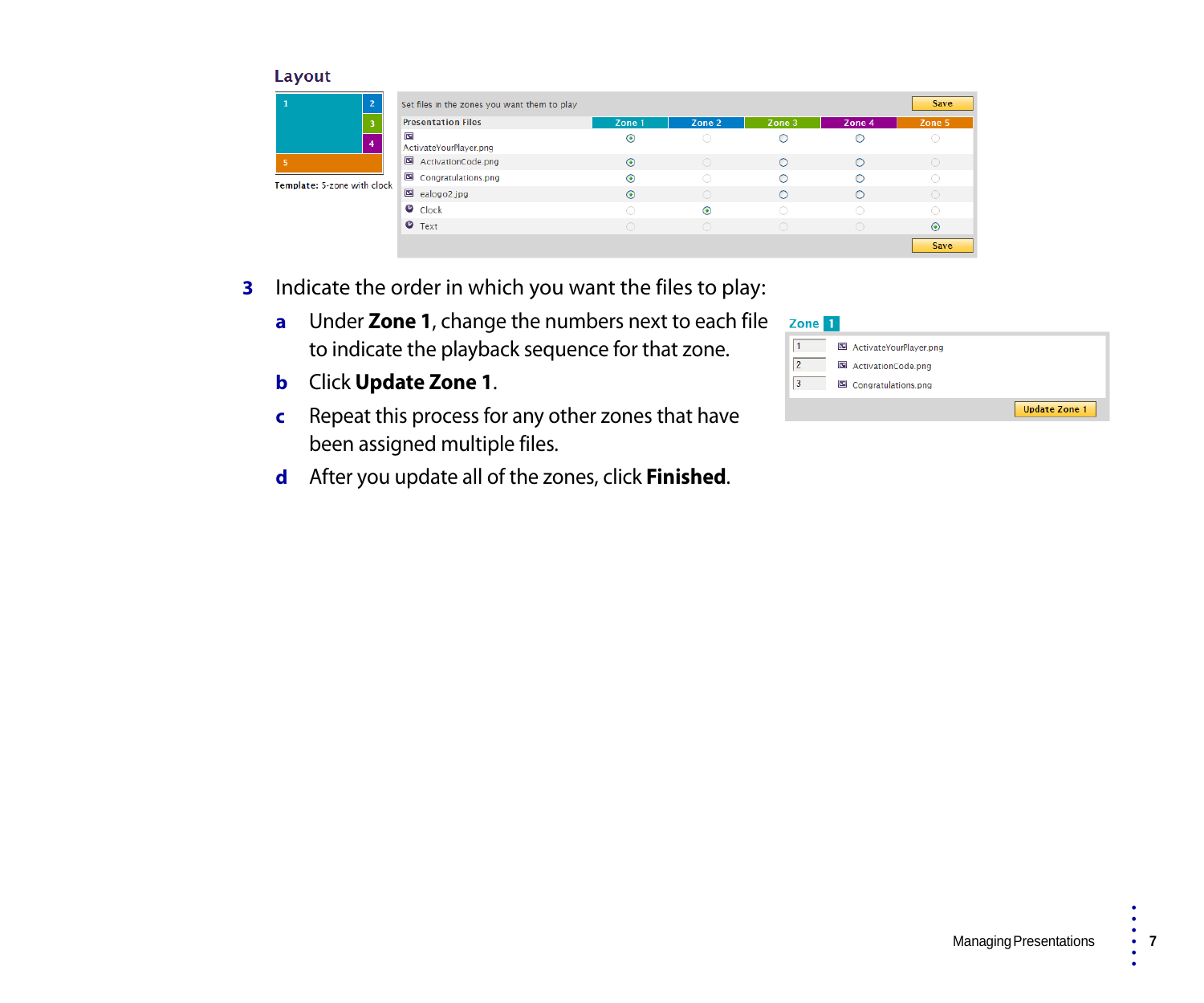**Layout**

| | |
|---|---|
| 1 | 2 |
| | 3 |
| | 4 |
| 5 | |

**Template:** 5-zone with clock

Set files in the zones you want them to play — Save

| Presentation Files | Zone 1 | Zone 2 | Zone 3 | Zone 4 | Zone 5 |
|---|---|---|---|---|---|
| ActivateYourPlayer.png | ⦿ | ○ | ○ | ○ | ○ |
| ActivationCode.png | ⦿ | ○ | ○ | ○ | ○ |
| Congratulations.png | ⦿ | ○ | ○ | ○ | ○ |
| ealogo2.jpg | ⦿ | ○ | ○ | ○ | ○ |
| Clock | ○ | ⦿ | ○ | ○ | ○ |
| Text | ○ | ○ | ○ | ○ | ⦿ |

Save

**3** Indicate the order in which you want the files to play:

**a** Under **Zone 1**, change the numbers next to each file to indicate the playback sequence for that zone.

**b** Click **Update Zone 1**.

**c** Repeat this process for any other zones that have been assigned multiple files.

**d** After you update all of the zones, click **Finished**.

**Zone 1**

| | |
|---|---|
| 1 | ActivateYourPlayer.png |
| 2 | ActivationCode.png |
| 3 | Congratulations.png |

Update Zone 1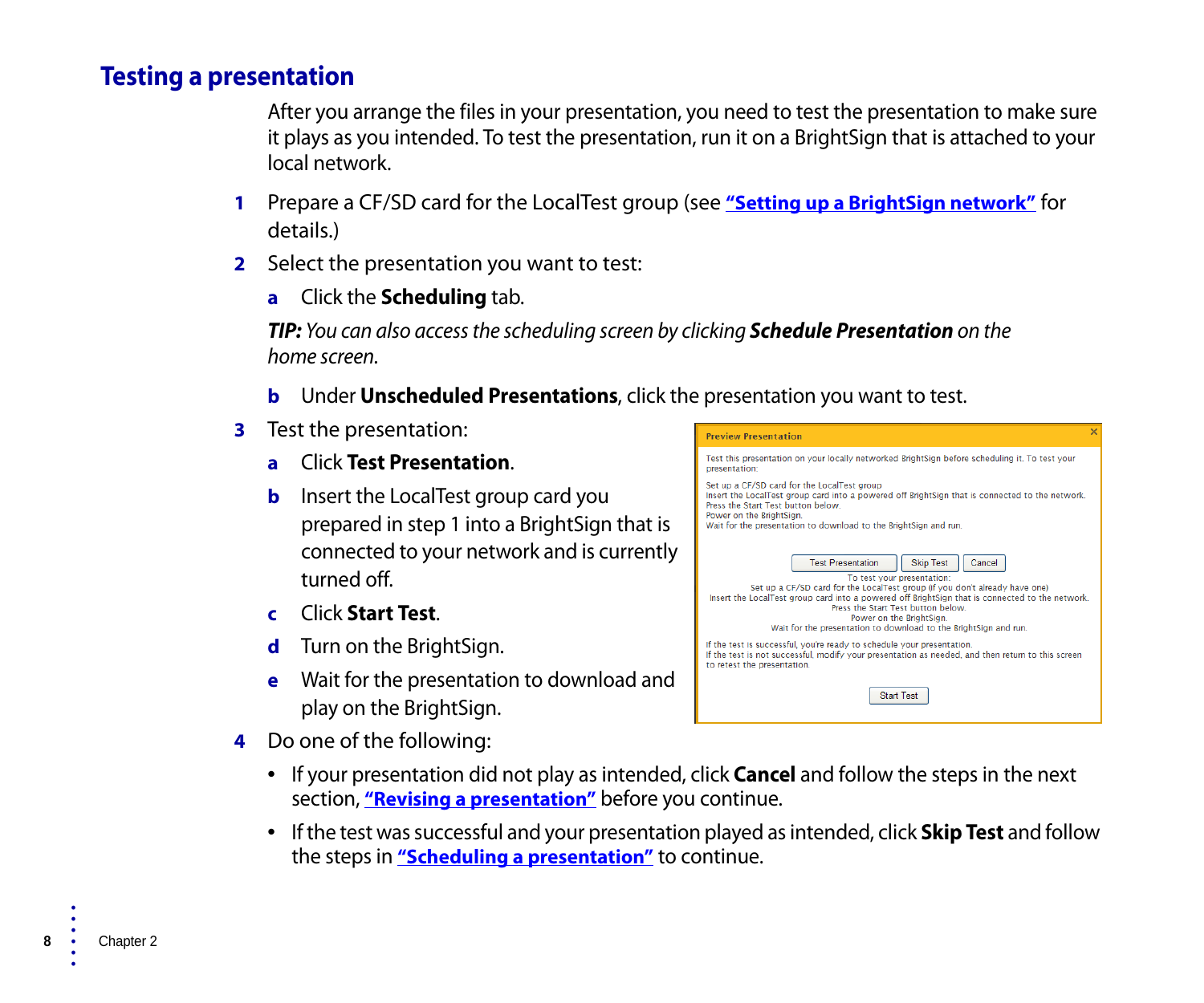## Testing a presentation

After you arrange the files in your presentation, you need to test the presentation to make sure it plays as you intended. To test the presentation, run it on a BrightSign that is attached to your local network.

1. Prepare a CF/SD card for the LocalTest group (see **"Setting up a BrightSign network"** for details.)
2. Select the presentation you want to test:
   a. Click the **Scheduling** tab.

   ***TIP:*** *You can also access the scheduling screen by clicking* ***Schedule Presentation*** *on the home screen.*

   b. Under **Unscheduled Presentations**, click the presentation you want to test.
3. Test the presentation:
   a. Click **Test Presentation**.
   b. Insert the LocalTest group card you prepared in step 1 into a BrightSign that is connected to your network and is currently turned off.
   c. Click **Start Test**.
   d. Turn on the BrightSign.
   e. Wait for the presentation to download and play on the BrightSign.

**Preview Presentation**

Test this presentation on your locally networked BrightSign before scheduling it. To test your presentation:

Set up a CF/SD card for the LocalTest group
Insert the LocalTest group card into a powered off BrightSign that is connected to the network.
Press the Start Test button below.
Power on the BrightSign.
Wait for the presentation to download to the BrightSign and run.

Test Presentation | Skip Test | Cancel

To test your presentation:
Set up a CF/SD card for the LocalTest group (if you don't already have one)
Insert the LocalTest group card into a powered off BrightSign that is connected to the network.
Press the Start Test button below.
Power on the BrightSign.
Wait for the presentation to download to the BrightSign and run.

If the test is successful, you're ready to schedule your presentation.
If the test is not successful, modify your presentation as needed, and then return to this screen to retest the presentation.

Start Test

4. Do one of the following:
   - If your presentation did not play as intended, click **Cancel** and follow the steps in the next section, **"Revising a presentation"** before you continue.
   - If the test was successful and your presentation played as intended, click **Skip Test** and follow the steps in **"Scheduling a presentation"** to continue.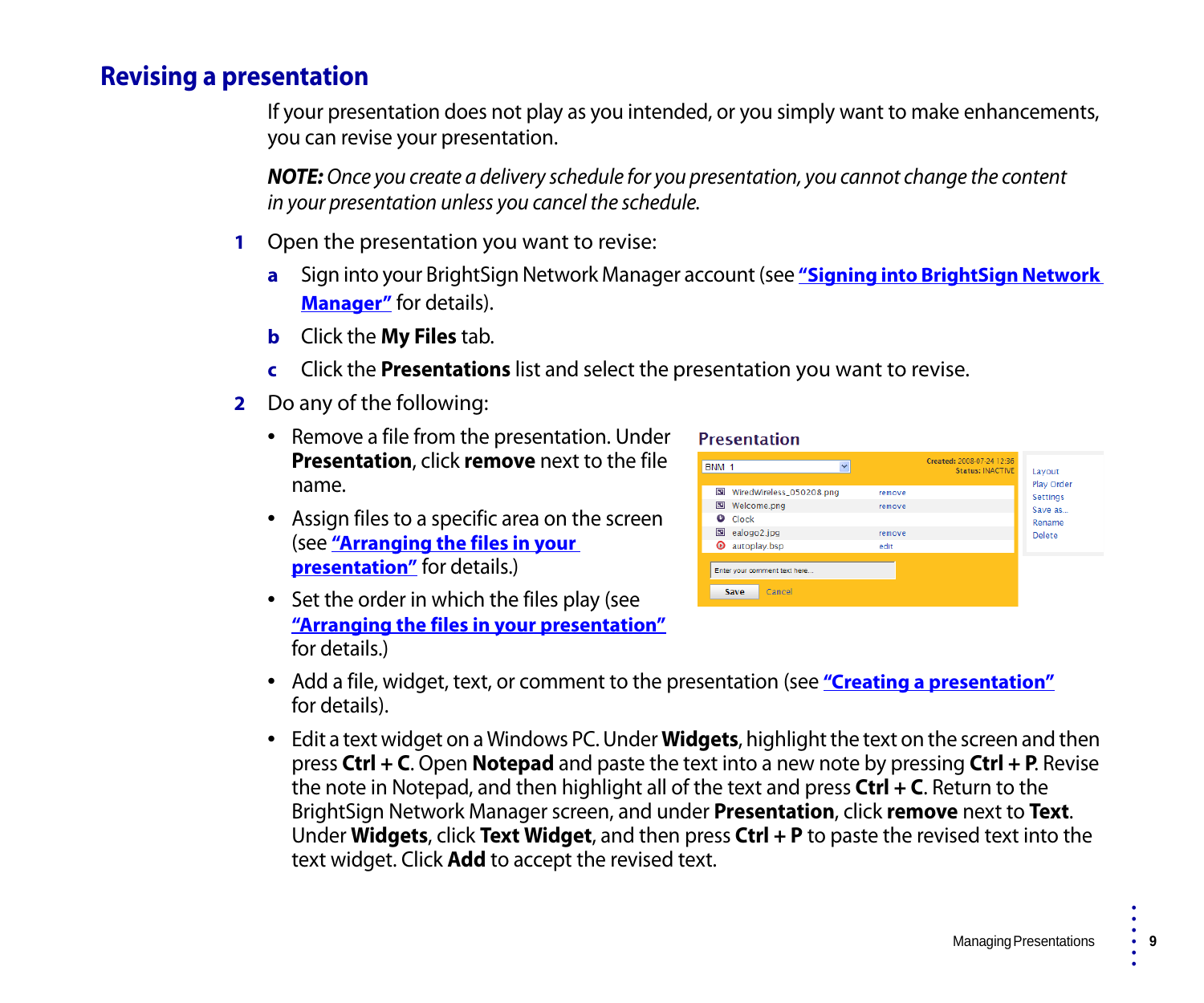## Revising a presentation

If your presentation does not play as you intended, or you simply want to make enhancements, you can revise your presentation.

***NOTE:*** *Once you create a delivery schedule for you presentation, you cannot change the content in your presentation unless you cancel the schedule.*

1. Open the presentation you want to revise:
   - a. Sign into your BrightSign Network Manager account (see **"Signing into BrightSign Network Manager"** for details).
   - b. Click the **My Files** tab.
   - c. Click the **Presentations** list and select the presentation you want to revise.
2. Do any of the following:
   - Remove a file from the presentation. Under **Presentation**, click **remove** next to the file name.
   - Assign files to a specific area on the screen (see **"Arranging the files in your presentation"** for details.)
   - Set the order in which the files play (see **"Arranging the files in your presentation"** for details.)
   - Add a file, widget, text, or comment to the presentation (see **"Creating a presentation"** for details).
   - Edit a text widget on a Windows PC. Under **Widgets**, highlight the text on the screen and then press **Ctrl + C**. Open **Notepad** and paste the text into a new note by pressing **Ctrl + P**. Revise the note in Notepad, and then highlight all of the text and press **Ctrl + C**. Return to the BrightSign Network Manager screen, and under **Presentation**, click **remove** next to **Text**. Under **Widgets**, click **Text Widget**, and then press **Ctrl + P** to paste the revised text into the text widget. Click **Add** to accept the revised text.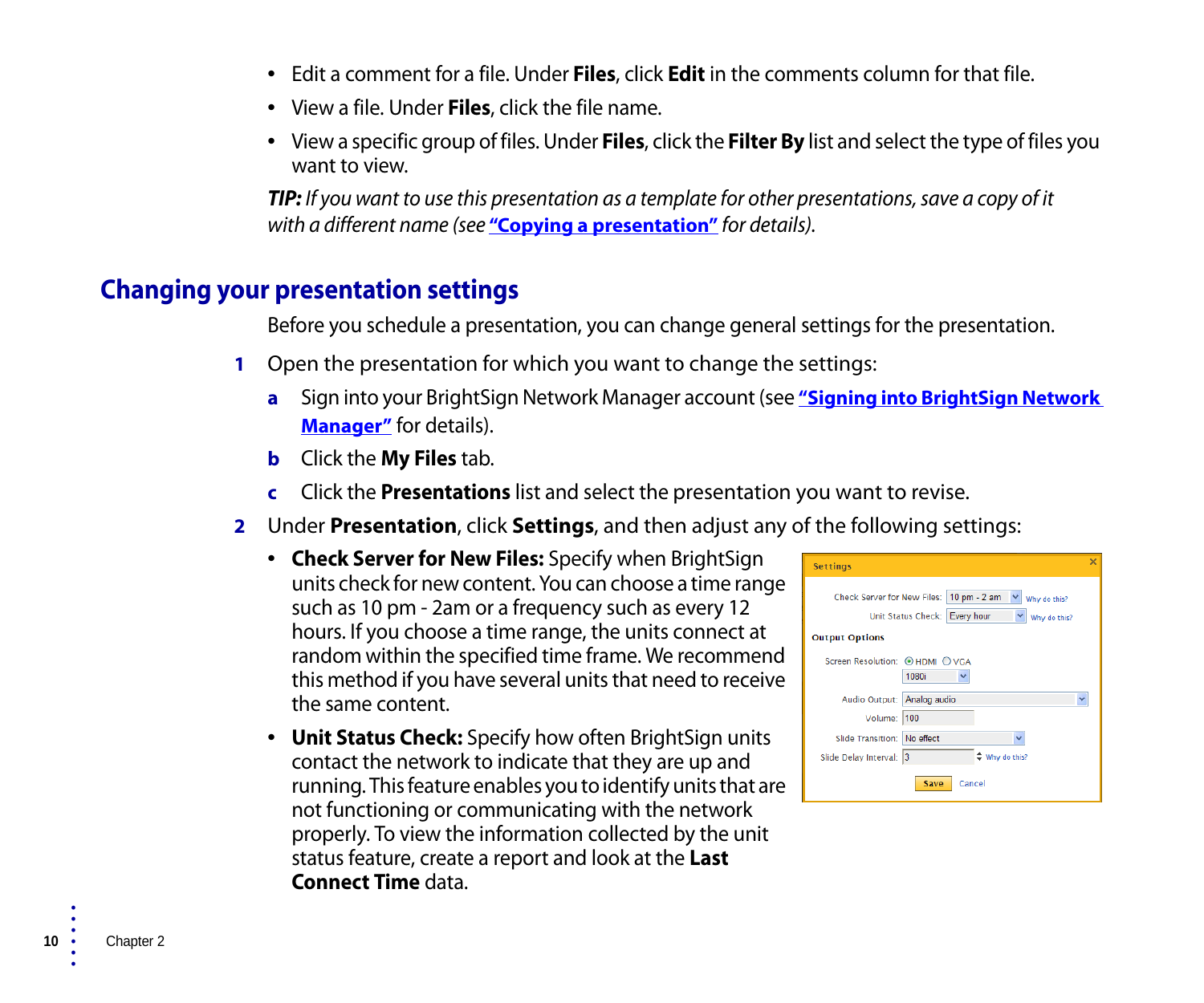- Edit a comment for a file. Under **Files**, click **Edit** in the comments column for that file.
- View a file. Under **Files**, click the file name.
- View a specific group of files. Under **Files**, click the **Filter By** list and select the type of files you want to view.

***TIP:*** *If you want to use this presentation as a template for other presentations, save a copy of it with a different name (see* ***"Copying a presentation"*** *for details).*

## Changing your presentation settings

Before you schedule a presentation, you can change general settings for the presentation.

1. Open the presentation for which you want to change the settings:
   a. Sign into your BrightSign Network Manager account (see **"Signing into BrightSign Network Manager"** for details).
   b. Click the **My Files** tab.
   c. Click the **Presentations** list and select the presentation you want to revise.
2. Under **Presentation**, click **Settings**, and then adjust any of the following settings:
   - **Check Server for New Files:** Specify when BrightSign units check for new content. You can choose a time range such as 10 pm - 2am or a frequency such as every 12 hours. If you choose a time range, the units connect at random within the specified time frame. We recommend this method if you have several units that need to receive the same content.
   - **Unit Status Check:** Specify how often BrightSign units contact the network to indicate that they are up and running. This feature enables you to identify units that are not functioning or communicating with the network properly. To view the information collected by the unit status feature, create a report and look at the **Last Connect Time** data.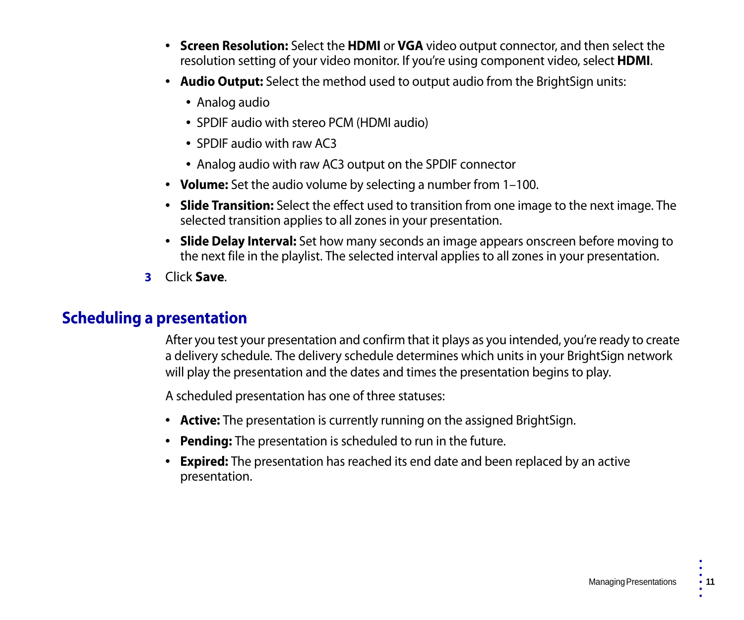- **Screen Resolution:** Select the **HDMI** or **VGA** video output connector, and then select the resolution setting of your video monitor. If you're using component video, select **HDMI**.
- **Audio Output:** Select the method used to output audio from the BrightSign units:
  - Analog audio
  - SPDIF audio with stereo PCM (HDMI audio)
  - SPDIF audio with raw AC3
  - Analog audio with raw AC3 output on the SPDIF connector
- **Volume:** Set the audio volume by selecting a number from 1–100.
- **Slide Transition:** Select the effect used to transition from one image to the next image. The selected transition applies to all zones in your presentation.
- **Slide Delay Interval:** Set how many seconds an image appears onscreen before moving to the next file in the playlist. The selected interval applies to all zones in your presentation.

3. Click **Save**.

## Scheduling a presentation

After you test your presentation and confirm that it plays as you intended, you're ready to create a delivery schedule. The delivery schedule determines which units in your BrightSign network will play the presentation and the dates and times the presentation begins to play.

A scheduled presentation has one of three statuses:

- **Active:** The presentation is currently running on the assigned BrightSign.
- **Pending:** The presentation is scheduled to run in the future.
- **Expired:** The presentation has reached its end date and been replaced by an active presentation.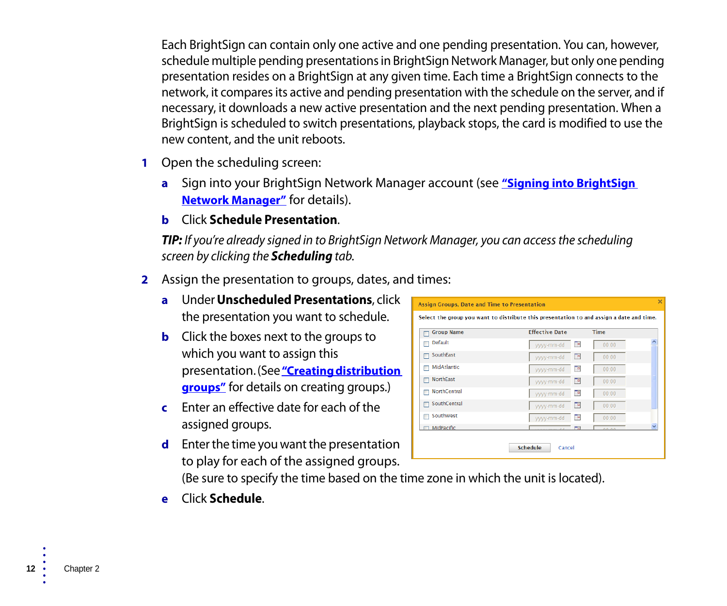Each BrightSign can contain only one active and one pending presentation. You can, however, schedule multiple pending presentations in BrightSign Network Manager, but only one pending presentation resides on a BrightSign at any given time. Each time a BrightSign connects to the network, it compares its active and pending presentation with the schedule on the server, and if necessary, it downloads a new active presentation and the next pending presentation. When a BrightSign is scheduled to switch presentations, playback stops, the card is modified to use the new content, and the unit reboots.

1. Open the scheduling screen:

   a. Sign into your BrightSign Network Manager account (see **"Signing into BrightSign Network Manager"** for details).

   b. Click **Schedule Presentation**.

   ***TIP:*** *If you're already signed in to BrightSign Network Manager, you can access the scheduling screen by clicking the **Scheduling** tab.*

2. Assign the presentation to groups, dates, and times:

   a. Under **Unscheduled Presentations**, click the presentation you want to schedule.

   b. Click the boxes next to the groups to which you want to assign this presentation. (See **"Creating distribution groups"** for details on creating groups.)

   c. Enter an effective date for each of the assigned groups.

   d. Enter the time you want the presentation to play for each of the assigned groups. (Be sure to specify the time based on the time zone in which the unit is located).

   e. Click **Schedule**.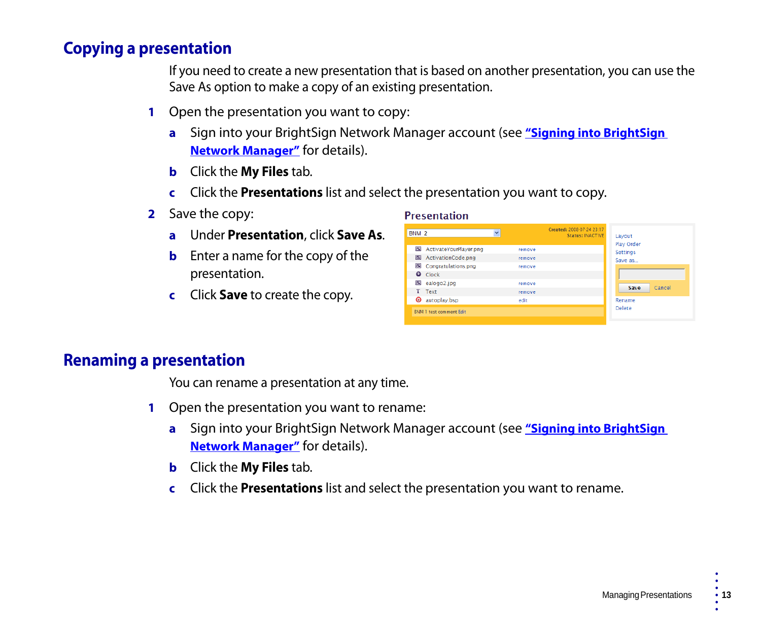## Copying a presentation

If you need to create a new presentation that is based on another presentation, you can use the Save As option to make a copy of an existing presentation.

1. Open the presentation you want to copy:
   a. Sign into your BrightSign Network Manager account (see "Signing into BrightSign Network Manager" for details).
   b. Click the **My Files** tab.
   c. Click the **Presentations** list and select the presentation you want to copy.
2. Save the copy:
   a. Under **Presentation**, click **Save As**.
   b. Enter a name for the copy of the presentation.
   c. Click **Save** to create the copy.

## Renaming a presentation

You can rename a presentation at any time.

1. Open the presentation you want to rename:
   a. Sign into your BrightSign Network Manager account (see "Signing into BrightSign Network Manager" for details).
   b. Click the **My Files** tab.
   c. Click the **Presentations** list and select the presentation you want to rename.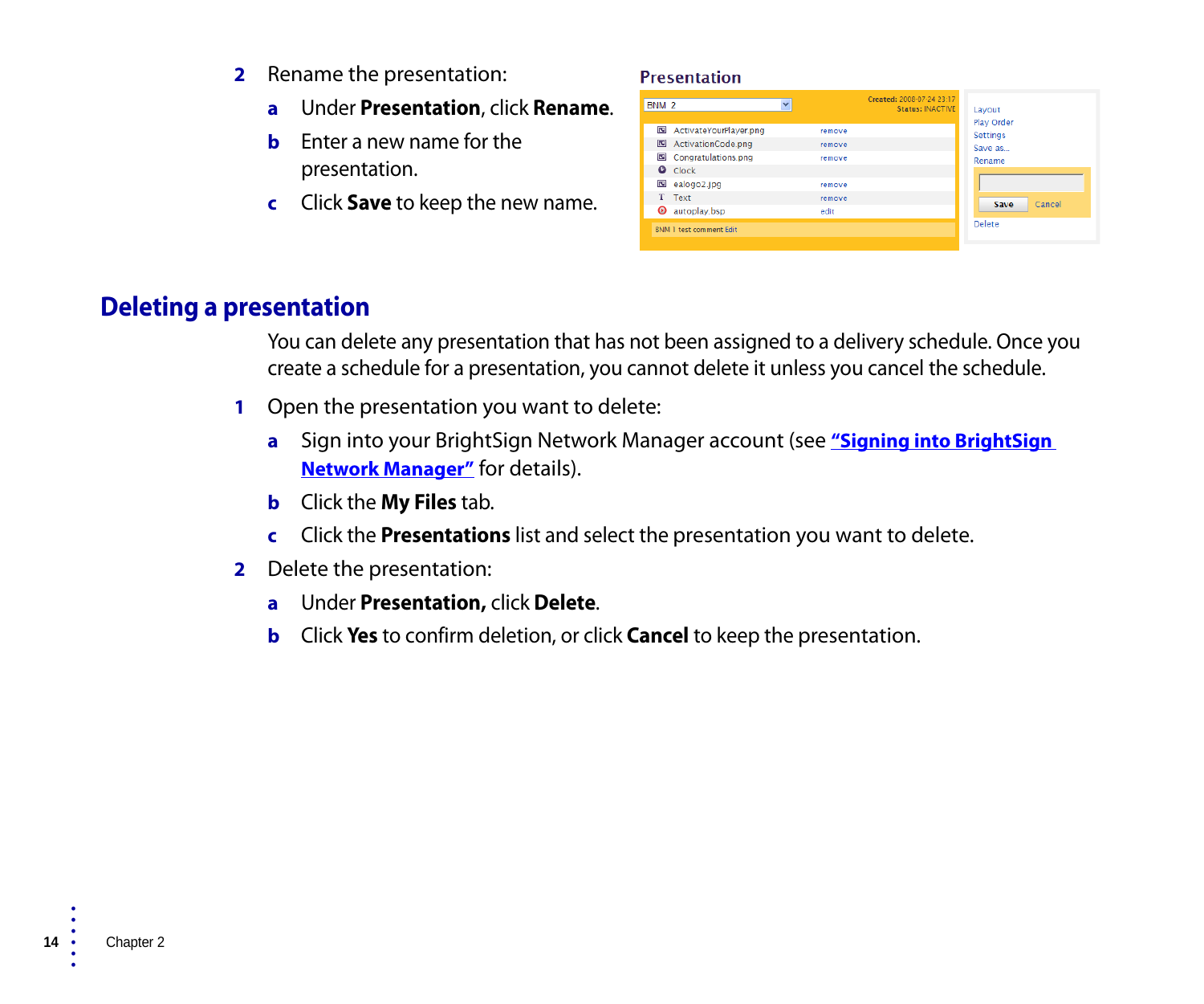2. Rename the presentation:
   - a. Under **Presentation**, click **Rename**.
   - b. Enter a new name for the presentation.
   - c. Click **Save** to keep the new name.

## Deleting a presentation

You can delete any presentation that has not been assigned to a delivery schedule. Once you create a schedule for a presentation, you cannot delete it unless you cancel the schedule.

1. Open the presentation you want to delete:
   - a. Sign into your BrightSign Network Manager account (see **"Signing into BrightSign Network Manager"** for details).
   - b. Click the **My Files** tab.
   - c. Click the **Presentations** list and select the presentation you want to delete.
2. Delete the presentation:
   - a. Under **Presentation,** click **Delete**.
   - b. Click **Yes** to confirm deletion, or click **Cancel** to keep the presentation.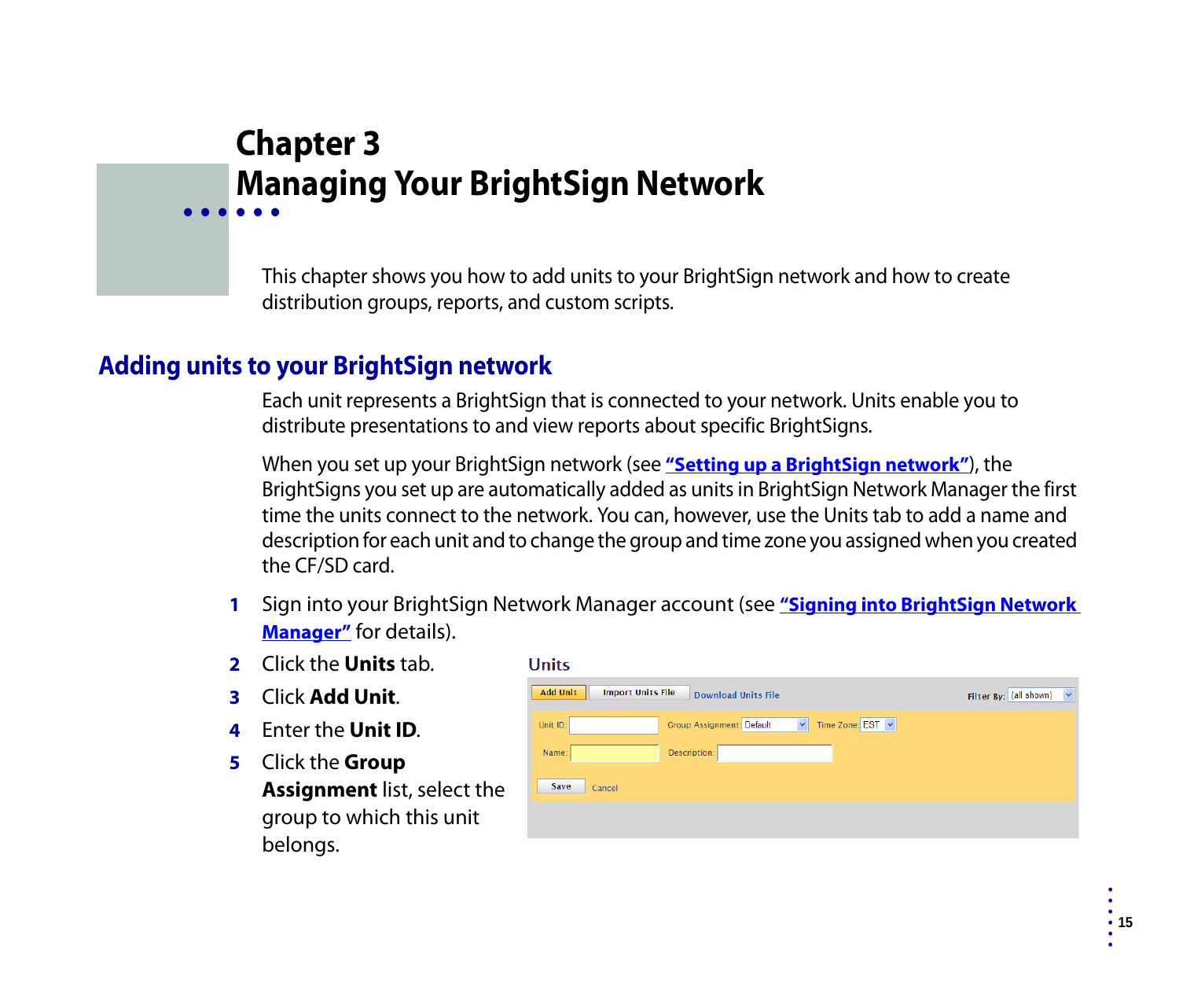# Chapter 3
# Managing Your BrightSign Network

This chapter shows you how to add units to your BrightSign network and how to create distribution groups, reports, and custom scripts.

## Adding units to your BrightSign network

Each unit represents a BrightSign that is connected to your network. Units enable you to distribute presentations to and view reports about specific BrightSigns.

When you set up your BrightSign network (see **"Setting up a BrightSign network"**), the BrightSigns you set up are automatically added as units in BrightSign Network Manager the first time the units connect to the network. You can, however, use the Units tab to add a name and description for each unit and to change the group and time zone you assigned when you created the CF/SD card.

1. Sign into your BrightSign Network Manager account (see **"Signing into BrightSign Network Manager"** for details).
2. Click the **Units** tab.
3. Click **Add Unit**.
4. Enter the **Unit ID**.
5. Click the **Group Assignment** list, select the group to which this unit belongs.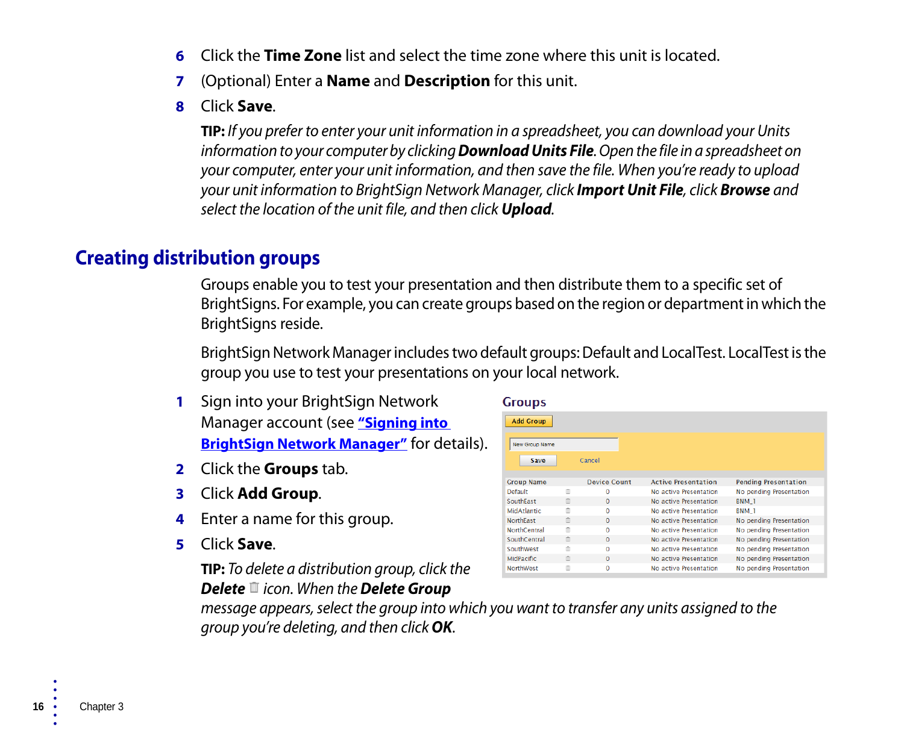6. Click the **Time Zone** list and select the time zone where this unit is located.
7. (Optional) Enter a **Name** and **Description** for this unit.
8. Click **Save**.

   **TIP:** *If you prefer to enter your unit information in a spreadsheet, you can download your Units information to your computer by clicking* ***Download Units File****. Open the file in a spreadsheet on your computer, enter your unit information, and then save the file. When you're ready to upload your unit information to BrightSign Network Manager, click* ***Import Unit File****, click* ***Browse*** *and select the location of the unit file, and then click* ***Upload****.*

## Creating distribution groups

Groups enable you to test your presentation and then distribute them to a specific set of BrightSigns. For example, you can create groups based on the region or department in which the BrightSigns reside.

BrightSign Network Manager includes two default groups: Default and LocalTest. LocalTest is the group you use to test your presentations on your local network.

1. Sign into your BrightSign Network Manager account (see ["Signing into BrightSign Network Manager"]() for details).
2. Click the **Groups** tab.
3. Click **Add Group**.
4. Enter a name for this group.
5. Click **Save**.

   **TIP:** *To delete a distribution group, click the* ***Delete*** *icon. When the* ***Delete Group*** *message appears, select the group into which you want to transfer any units assigned to the group you're deleting, and then click* ***OK****.*

**Groups**

Add Group

New Group Name

Save Cancel

| Group Name | | Device Count | Active Presentation | Pending Presentation |
|---|---|---|---|---|
| Default | 🗑 | 0 | No active Presentation | No pending Presentation |
| SouthEast | 🗑 | 0 | No active Presentation | BNM_1 |
| MidAtlantic | 🗑 | 0 | No active Presentation | BNM_1 |
| NorthEast | 🗑 | 0 | No active Presentation | No pending Presentation |
| NorthCentral | 🗑 | 0 | No active Presentation | No pending Presentation |
| SouthCentral | 🗑 | 0 | No active Presentation | No pending Presentation |
| SouthWest | 🗑 | 0 | No active Presentation | No pending Presentation |
| MidPacific | 🗑 | 0 | No active Presentation | No pending Presentation |
| NorthWest | 🗑 | 0 | No active Presentation | No pending Presentation |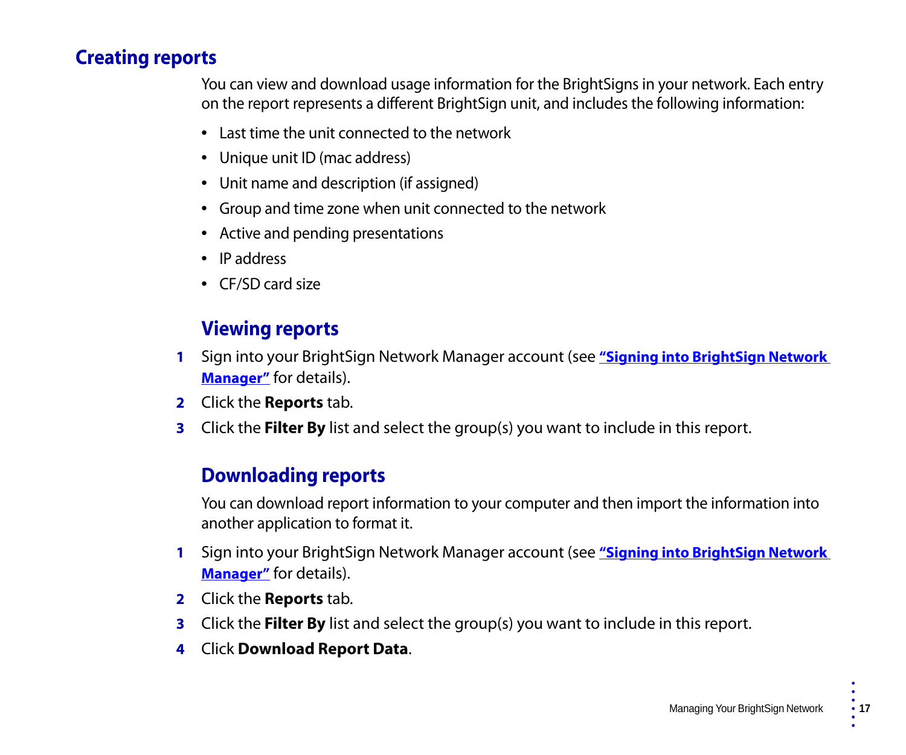## Creating reports

You can view and download usage information for the BrightSigns in your network. Each entry on the report represents a different BrightSign unit, and includes the following information:

- Last time the unit connected to the network
- Unique unit ID (mac address)
- Unit name and description (if assigned)
- Group and time zone when unit connected to the network
- Active and pending presentations
- IP address
- CF/SD card size

### Viewing reports

1. Sign into your BrightSign Network Manager account (see **"Signing into BrightSign Network Manager"** for details).
2. Click the **Reports** tab.
3. Click the **Filter By** list and select the group(s) you want to include in this report.

### Downloading reports

You can download report information to your computer and then import the information into another application to format it.

1. Sign into your BrightSign Network Manager account (see **"Signing into BrightSign Network Manager"** for details).
2. Click the **Reports** tab.
3. Click the **Filter By** list and select the group(s) you want to include in this report.
4. Click **Download Report Data**.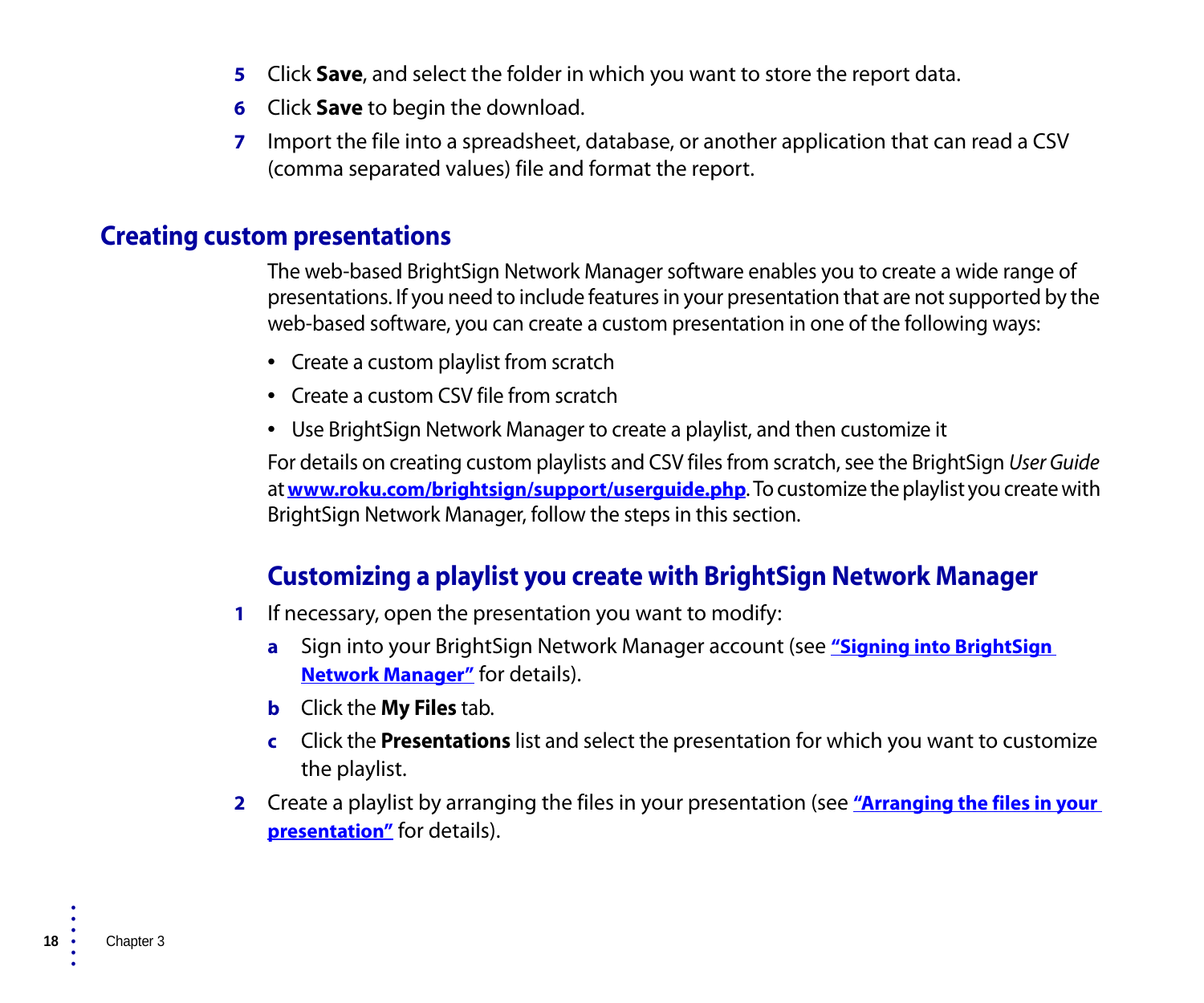5. Click **Save**, and select the folder in which you want to store the report data.
6. Click **Save** to begin the download.
7. Import the file into a spreadsheet, database, or another application that can read a CSV (comma separated values) file and format the report.

## Creating custom presentations

The web-based BrightSign Network Manager software enables you to create a wide range of presentations. If you need to include features in your presentation that are not supported by the web-based software, you can create a custom presentation in one of the following ways:

- Create a custom playlist from scratch
- Create a custom CSV file from scratch
- Use BrightSign Network Manager to create a playlist, and then customize it

For details on creating custom playlists and CSV files from scratch, see the BrightSign *User Guide* at **www.roku.com/brightsign/support/userguide.php**. To customize the playlist you create with BrightSign Network Manager, follow the steps in this section.

### Customizing a playlist you create with BrightSign Network Manager

1. If necessary, open the presentation you want to modify:
   - a. Sign into your BrightSign Network Manager account (see **"Signing into BrightSign Network Manager"** for details).
   - b. Click the **My Files** tab.
   - c. Click the **Presentations** list and select the presentation for which you want to customize the playlist.
2. Create a playlist by arranging the files in your presentation (see **"Arranging the files in your presentation"** for details).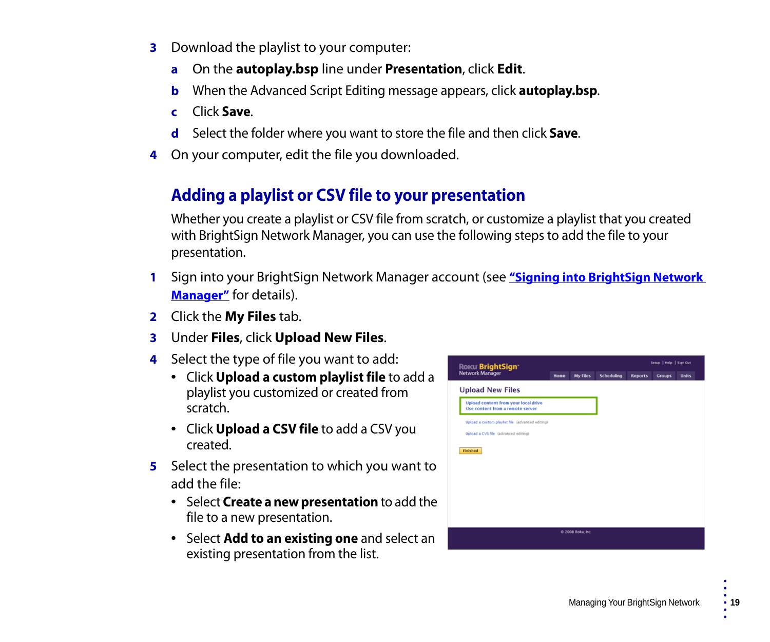3. Download the playlist to your computer:
   a. On the **autoplay.bsp** line under **Presentation**, click **Edit**.
   b. When the Advanced Script Editing message appears, click **autoplay.bsp**.
   c. Click **Save**.
   d. Select the folder where you want to store the file and then click **Save**.
4. On your computer, edit the file you downloaded.

## Adding a playlist or CSV file to your presentation

Whether you create a playlist or CSV file from scratch, or customize a playlist that you created with BrightSign Network Manager, you can use the following steps to add the file to your presentation.

1. Sign into your BrightSign Network Manager account (see **"Signing into BrightSign Network Manager"** for details).
2. Click the **My Files** tab.
3. Under **Files**, click **Upload New Files**.
4. Select the type of file you want to add:
   - Click **Upload a custom playlist file** to add a playlist you customized or created from scratch.
   - Click **Upload a CSV file** to add a CSV you created.
5. Select the presentation to which you want to add the file:
   - Select **Create a new presentation** to add the file to a new presentation.
   - Select **Add to an existing one** and select an existing presentation from the list.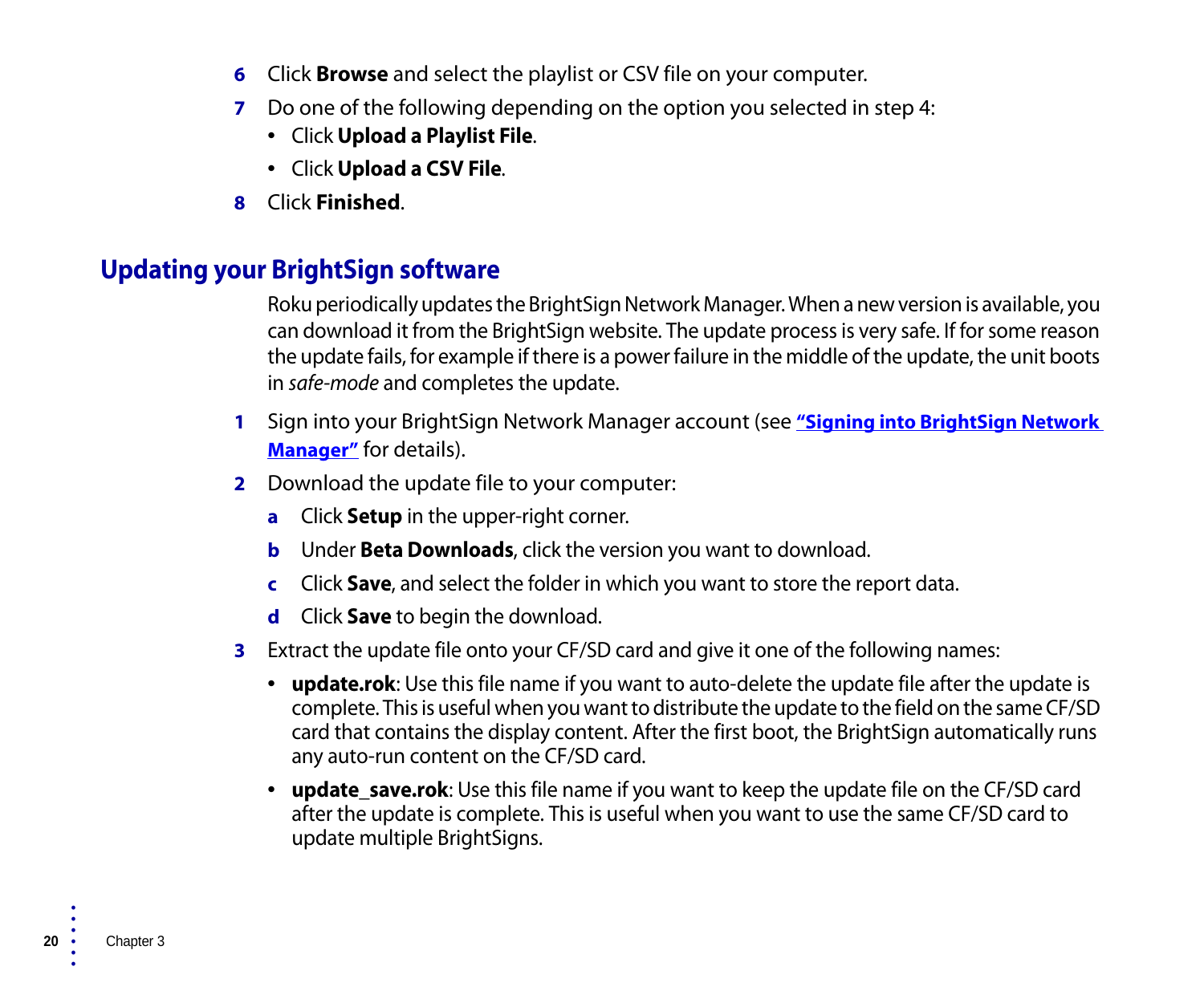6. Click **Browse** and select the playlist or CSV file on your computer.
7. Do one of the following depending on the option you selected in step 4:
   - Click **Upload a Playlist File**.
   - Click **Upload a CSV File**.
8. Click **Finished**.

## Updating your BrightSign software

Roku periodically updates the BrightSign Network Manager. When a new version is available, you can download it from the BrightSign website. The update process is very safe. If for some reason the update fails, for example if there is a power failure in the middle of the update, the unit boots in *safe-mode* and completes the update.

1. Sign into your BrightSign Network Manager account (see **"Signing into BrightSign Network Manager"** for details).
2. Download the update file to your computer:
   a. Click **Setup** in the upper-right corner.
   b. Under **Beta Downloads**, click the version you want to download.
   c. Click **Save**, and select the folder in which you want to store the report data.
   d. Click **Save** to begin the download.
3. Extract the update file onto your CF/SD card and give it one of the following names:
   - **update.rok**: Use this file name if you want to auto-delete the update file after the update is complete. This is useful when you want to distribute the update to the field on the same CF/SD card that contains the display content. After the first boot, the BrightSign automatically runs any auto-run content on the CF/SD card.
   - **update_save.rok**: Use this file name if you want to keep the update file on the CF/SD card after the update is complete. This is useful when you want to use the same CF/SD card to update multiple BrightSigns.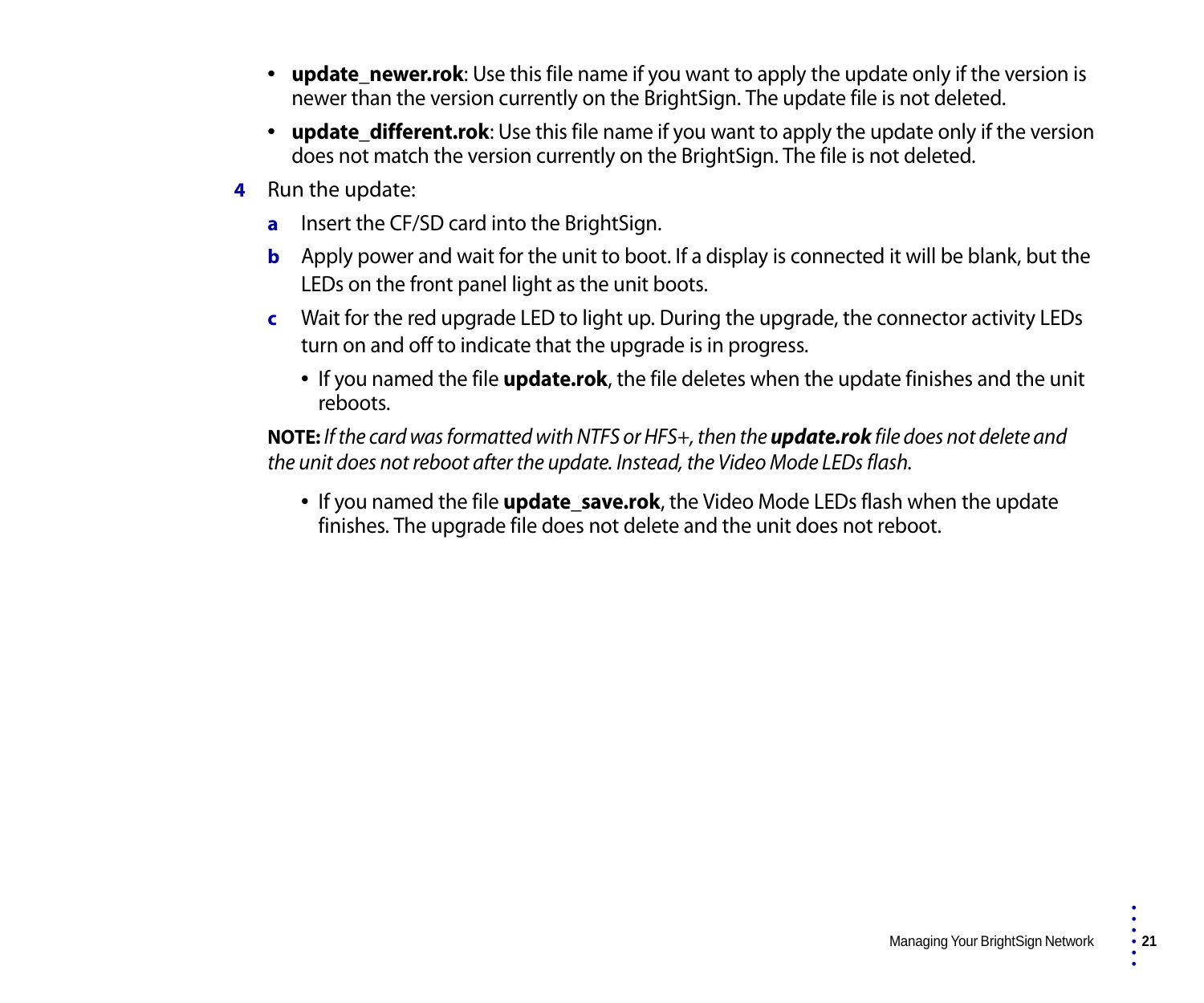- **update_newer.rok**: Use this file name if you want to apply the update only if the version is newer than the version currently on the BrightSign. The update file is not deleted.
- **update_different.rok**: Use this file name if you want to apply the update only if the version does not match the version currently on the BrightSign. The file is not deleted.

4. Run the update:
   a. Insert the CF/SD card into the BrightSign.
   b. Apply power and wait for the unit to boot. If a display is connected it will be blank, but the LEDs on the front panel light as the unit boots.
   c. Wait for the red upgrade LED to light up. During the upgrade, the connector activity LEDs turn on and off to indicate that the upgrade is in progress.
      - If you named the file **update.rok**, the file deletes when the update finishes and the unit reboots.

**NOTE:** *If the card was formatted with NTFS or HFS+, then the **update.rok** file does not delete and the unit does not reboot after the update. Instead, the Video Mode LEDs flash.*

      - If you named the file **update_save.rok**, the Video Mode LEDs flash when the update finishes. The upgrade file does not delete and the unit does not reboot.